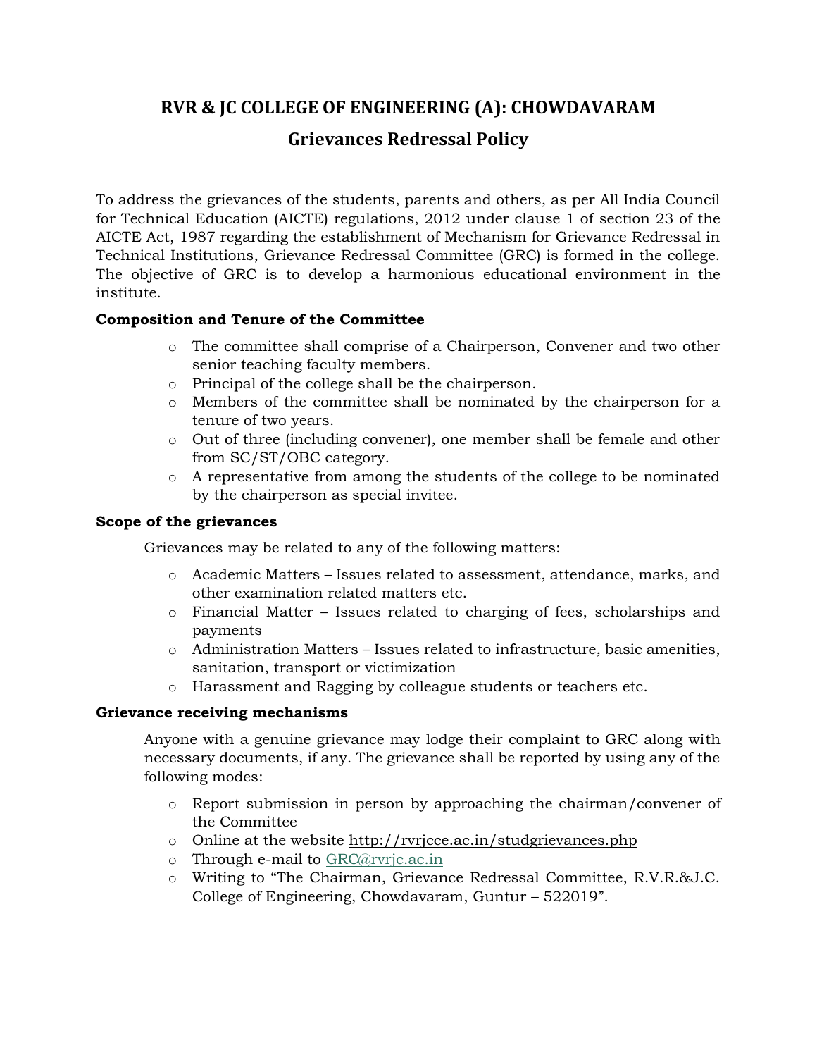# RVR & JC COLLEGE OF ENGINEERING (A): CHOWDAVARAM

## Grievances Redressal Policy

To address the grievances of the students, parents and others, as per All India Council for Technical Education (AICTE) regulations, 2012 under clause 1 of section 23 of the AICTE Act, 1987 regarding the establishment of Mechanism for Grievance Redressal in Technical Institutions, Grievance Redressal Committee (GRC) is formed in the college. The objective of GRC is to develop a harmonious educational environment in the institute.

**Composition and Tenure of the Committee**

- The committee shall comprise of a Chairperson, Convener and two other senior teaching faculty members.
- Principal of the college shall be the chairperson.
- Members of the committee shall be nominated by the chairperson for a tenure of two years.
- Out of three (including convener), one member shall be female and other from SC/ST/OBC category.
- A representative from among the students of the college to be nominated by the chairperson as special invitee.

**Scope of the grievances**

Grievances may be related to any of the following matters:

- Academic Matters – Issues related to assessment, attendance, marks, and other examination related matters etc.
- Financial Matter – Issues related to charging of fees, scholarships and payments
- Administration Matters – Issues related to infrastructure, basic amenities, sanitation, transport or victimization
- Harassment and Ragging by colleague students or teachers etc.

**Grievance receiving mechanisms**

Anyone with a genuine grievance may lodge their complaint to GRC along with necessary documents, if any. The grievance shall be reported by using any of the following modes:

- Report submission in person by approaching the chairman/convener of the Committee
- Online at the website http://rvrjcce.ac.in/studgrievances.php
- Through e-mail to GRC@rvrjc.ac.in
- Writing to "The Chairman, Grievance Redressal Committee, R.V.R.&J.C. College of Engineering, Chowdavaram, Guntur – 522019".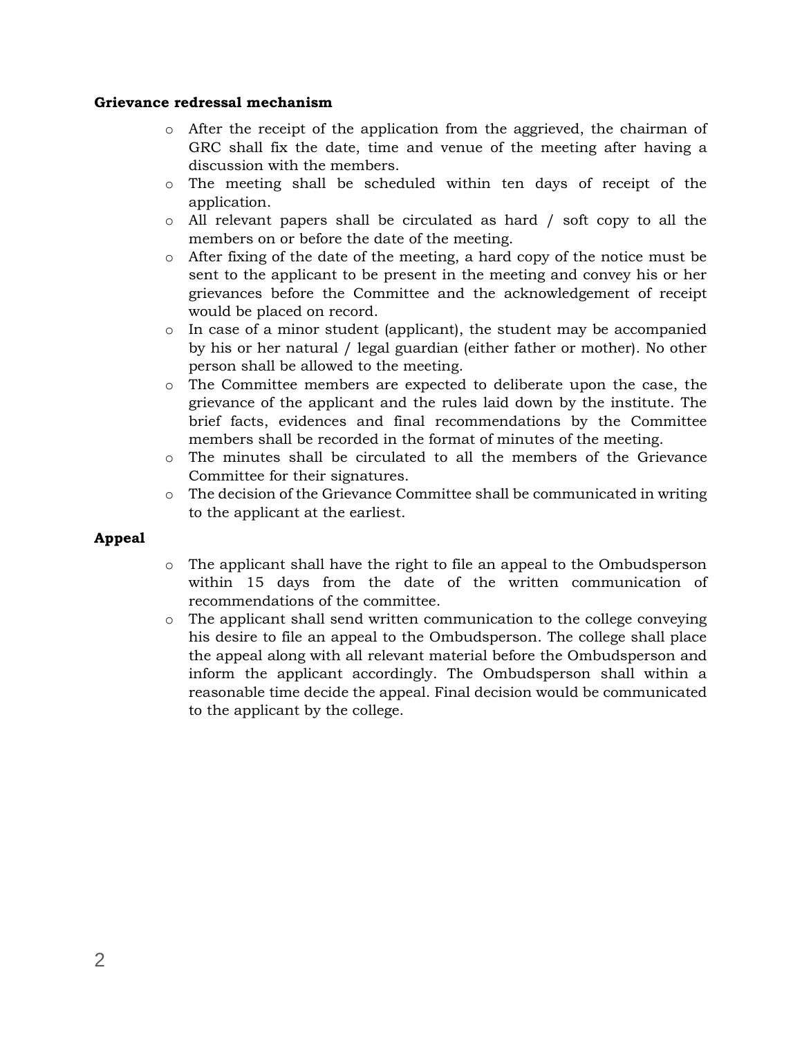**Grievance redressal mechanism**

- After the receipt of the application from the aggrieved, the chairman of GRC shall fix the date, time and venue of the meeting after having a discussion with the members.
- The meeting shall be scheduled within ten days of receipt of the application.
- All relevant papers shall be circulated as hard / soft copy to all the members on or before the date of the meeting.
- After fixing of the date of the meeting, a hard copy of the notice must be sent to the applicant to be present in the meeting and convey his or her grievances before the Committee and the acknowledgement of receipt would be placed on record.
- In case of a minor student (applicant), the student may be accompanied by his or her natural / legal guardian (either father or mother). No other person shall be allowed to the meeting.
- The Committee members are expected to deliberate upon the case, the grievance of the applicant and the rules laid down by the institute. The brief facts, evidences and final recommendations by the Committee members shall be recorded in the format of minutes of the meeting.
- The minutes shall be circulated to all the members of the Grievance Committee for their signatures.
- The decision of the Grievance Committee shall be communicated in writing to the applicant at the earliest.

**Appeal**

- The applicant shall have the right to file an appeal to the Ombudsperson within 15 days from the date of the written communication of recommendations of the committee.
- The applicant shall send written communication to the college conveying his desire to file an appeal to the Ombudsperson. The college shall place the appeal along with all relevant material before the Ombudsperson and inform the applicant accordingly. The Ombudsperson shall within a reasonable time decide the appeal. Final decision would be communicated to the applicant by the college.